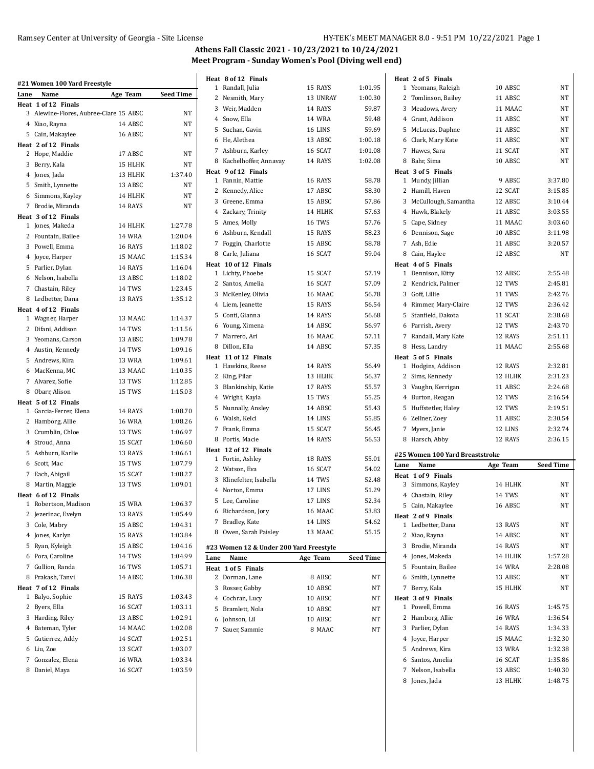# Athens Fall Classic 2021 - 10/23/2021 to 10/24/2021

## Meet Program - Sunday Women's Pool (Diving well end)

### #21 Women 100 Yard Freestyle

| Lane | Name | Age | Team | Seed Time |
|---|---|---|---|---|
| **Heat 1 of 12 Finals** | | | | |
| 3 | Alewine-Flores, Aubree-Clare | 15 | ABSC | NT |
| 4 | Xiao, Rayna | 14 | ABSC | NT |
| 5 | Cain, Makaylee | 16 | ABSC | NT |
| **Heat 2 of 12 Finals** | | | | |
| 2 | Hope, Maddie | 17 | ABSC | NT |
| 3 | Berry, Kala | 15 | HLHK | NT |
| 4 | Jones, Jada | 13 | HLHK | 1:37.40 |
| 5 | Smith, Lynnette | 13 | ABSC | NT |
| 6 | Simmons, Kayley | 14 | HLHK | NT |
| 7 | Brodie, Miranda | 14 | RAYS | NT |
| **Heat 3 of 12 Finals** | | | | |
| 1 | Jones, Makeda | 14 | HLHK | 1:27.78 |
| 2 | Fountain, Bailee | 14 | WRA | 1:20.04 |
| 3 | Powell, Emma | 16 | RAYS | 1:18.02 |
| 4 | Joyce, Harper | 15 | MAAC | 1:15.34 |
| 5 | Parlier, Dylan | 14 | RAYS | 1:16.04 |
| 6 | Nelson, Isabella | 13 | ABSC | 1:18.02 |
| 7 | Chastain, Riley | 14 | TWS | 1:23.45 |
| 8 | Ledbetter, Dana | 13 | RAYS | 1:35.12 |
| **Heat 4 of 12 Finals** | | | | |
| 1 | Wagner, Harper | 13 | MAAC | 1:14.37 |
| 2 | Difani, Addison | 14 | TWS | 1:11.56 |
| 3 | Yeomans, Carson | 13 | ABSC | 1:09.78 |
| 4 | Austin, Kennedy | 14 | TWS | 1:09.16 |
| 5 | Andrews, Kira | 13 | WRA | 1:09.61 |
| 6 | MacKenna, MC | 13 | MAAC | 1:10.35 |
| 7 | Alvarez, Sofie | 13 | TWS | 1:12.85 |
| 8 | Obarr, Alison | 15 | TWS | 1:15.03 |
| **Heat 5 of 12 Finals** | | | | |
| 1 | Garcia-Ferrer, Elena | 14 | RAYS | 1:08.70 |
| 2 | Hamborg, Allie | 16 | WRA | 1:08.26 |
| 3 | Crumblin, Chloe | 13 | TWS | 1:06.97 |
| 4 | Stroud, Anna | 15 | SCAT | 1:06.60 |
| 5 | Ashburn, Karlie | 13 | RAYS | 1:06.61 |
| 6 | Scott, Mac | 15 | TWS | 1:07.79 |
| 7 | Each, Abigail | 15 | SCAT | 1:08.27 |
| 8 | Martin, Maggie | 13 | TWS | 1:09.01 |
| **Heat 6 of 12 Finals** | | | | |
| 1 | Robertson, Madison | 15 | WRA | 1:06.37 |
| 2 | Jezerinac, Evelyn | 13 | RAYS | 1:05.49 |
| 3 | Cole, Mabry | 15 | ABSC | 1:04.31 |
| 4 | Jones, Karlyn | 15 | RAYS | 1:03.84 |
| 5 | Ryan, Kyleigh | 15 | ABSC | 1:04.16 |
| 6 | Pora, Caroline | 14 | TWS | 1:04.99 |
| 7 | Gullion, Randa | 16 | TWS | 1:05.71 |
| 8 | Prakash, Tanvi | 14 | ABSC | 1:06.38 |
| **Heat 7 of 12 Finals** | | | | |
| 1 | Balyo, Sophie | 15 | RAYS | 1:03.43 |
| 2 | Byers, Ella | 16 | SCAT | 1:03.11 |
| 3 | Harding, Riley | 13 | ABSC | 1:02.91 |
| 4 | Bateman, Tyler | 14 | MAAC | 1:02.08 |
| 5 | Gutierrez, Addy | 14 | SCAT | 1:02.51 |
| 6 | Liu, Zoe | 13 | SCAT | 1:03.07 |
| 7 | Gonzalez, Elena | 16 | WRA | 1:03.34 |
| 8 | Daniel, Maya | 16 | SCAT | 1:03.59 |
| **Heat 8 of 12 Finals** | | | | |
| 1 | Randall, Julia | 15 | RAYS | 1:01.95 |
| 2 | Nesmith, Mary | 13 | UNRAY | 1:00.30 |
| 3 | Weir, Madden | 14 | RAYS | 59.87 |
| 4 | Snow, Ella | 14 | WRA | 59.48 |
| 5 | Suchan, Gavin | 16 | LINS | 59.69 |
| 6 | He, Alethea | 13 | ABSC | 1:00.18 |
| 7 | Ashburn, Karley | 16 | SCAT | 1:01.08 |
| 8 | Kachelhoffer, Annavay | 14 | RAYS | 1:02.08 |
| **Heat 9 of 12 Finals** | | | | |
| 1 | Fannin, Mattie | 16 | RAYS | 58.78 |
| 2 | Kennedy, Alice | 17 | ABSC | 58.30 |
| 3 | Greene, Emma | 15 | ABSC | 57.86 |
| 4 | Zackary, Trinity | 14 | HLHK | 57.63 |
| 5 | Ames, Molly | 16 | TWS | 57.76 |
| 6 | Ashburn, Kendall | 15 | RAYS | 58.23 |
| 7 | Foggin, Charlotte | 15 | ABSC | 58.78 |
| 8 | Carle, Juliana | 16 | SCAT | 59.04 |
| **Heat 10 of 12 Finals** | | | | |
| 1 | Lichty, Phoebe | 15 | SCAT | 57.19 |
| 2 | Santos, Amelia | 16 | SCAT | 57.09 |
| 3 | McKenley, Olivia | 16 | MAAC | 56.78 |
| 4 | Liem, Jeanette | 15 | RAYS | 56.54 |
| 5 | Conti, Gianna | 14 | RAYS | 56.68 |
| 6 | Young, Ximena | 14 | ABSC | 56.97 |
| 7 | Marrero, Ari | 16 | MAAC | 57.11 |
| 8 | Dillon, Ella | 14 | ABSC | 57.35 |
| **Heat 11 of 12 Finals** | | | | |
| 1 | Hawkins, Reese | 14 | RAYS | 56.49 |
| 2 | King, Pilar | 13 | HLHK | 56.37 |
| 3 | Blankinship, Katie | 17 | RAYS | 55.57 |
| 4 | Wright, Kayla | 15 | TWS | 55.25 |
| 5 | Nunnally, Ansley | 14 | ABSC | 55.43 |
| 6 | Walsh, Kelci | 14 | LINS | 55.85 |
| 7 | Frank, Emma | 15 | SCAT | 56.45 |
| 8 | Portis, Macie | 14 | RAYS | 56.53 |
| **Heat 12 of 12 Finals** | | | | |
| 1 | Fortin, Ashley | 18 | RAYS | 55.01 |
| 2 | Watson, Eva | 16 | SCAT | 54.02 |
| 3 | Klinefelter, Isabella | 14 | TWS | 52.48 |
| 4 | Norton, Emma | 17 | LINS | 51.29 |
| 5 | Lee, Caroline | 17 | LINS | 52.34 |
| 6 | Richardson, Jory | 16 | MAAC | 53.83 |
| 7 | Bradley, Kate | 14 | LINS | 54.62 |
| 8 | Owen, Sarah Paisley | 13 | MAAC | 55.15 |

### #23 Women 12 & Under 200 Yard Freestyle

| Lane | Name | Age | Team | Seed Time |
|---|---|---|---|---|
| **Heat 1 of 5 Finals** | | | | |
| 2 | Dorman, Lane | 8 | ABSC | NT |
| 3 | Rosser, Gabby | 10 | ABSC | NT |
| 4 | Cochran, Lucy | 10 | ABSC | NT |
| 5 | Bramlett, Nola | 10 | ABSC | NT |
| 6 | Johnson, Lil | 10 | ABSC | NT |
| 7 | Sauer, Sammie | 8 | MAAC | NT |
| **Heat 2 of 5 Finals** | | | | |
| 1 | Yeomans, Raleigh | 10 | ABSC | NT |
| 2 | Tomlinson, Bailey | 11 | ABSC | NT |
| 3 | Meadows, Avery | 11 | MAAC | NT |
| 4 | Grant, Addison | 11 | ABSC | NT |
| 5 | McLucas, Daphne | 11 | ABSC | NT |
| 6 | Clark, Mary Kate | 11 | ABSC | NT |
| 7 | Hawes, Sara | 11 | SCAT | NT |
| 8 | Bahr, Sima | 10 | ABSC | NT |
| **Heat 3 of 5 Finals** | | | | |
| 1 | Mundy, Jillian | 9 | ABSC | 3:37.80 |
| 2 | Hamill, Haven | 12 | SCAT | 3:15.85 |
| 3 | McCullough, Samantha | 12 | ABSC | 3:10.44 |
| 4 | Hawk, Blakely | 11 | ABSC | 3:03.55 |
| 5 | Cape, Sidney | 11 | MAAC | 3:03.60 |
| 6 | Dennison, Sage | 10 | ABSC | 3:11.98 |
| 7 | Ash, Edie | 11 | ABSC | 3:20.57 |
| 8 | Cain, Haylee | 12 | ABSC | NT |
| **Heat 4 of 5 Finals** | | | | |
| 1 | Dennison, Kitty | 12 | ABSC | 2:55.48 |
| 2 | Kendrick, Palmer | 12 | TWS | 2:45.81 |
| 3 | Goff, Lillie | 11 | TWS | 2:42.76 |
| 4 | Rimmer, Mary-Claire | 12 | TWS | 2:36.42 |
| 5 | Stanfield, Dakota | 11 | SCAT | 2:38.68 |
| 6 | Parrish, Avery | 12 | TWS | 2:43.70 |
| 7 | Randall, Mary Kate | 12 | RAYS | 2:51.11 |
| 8 | Hess, Landry | 11 | MAAC | 2:55.68 |
| **Heat 5 of 5 Finals** | | | | |
| 1 | Hodgins, Addison | 12 | RAYS | 2:32.81 |
| 2 | Sims, Kennedy | 12 | HLHK | 2:31.23 |
| 3 | Vaughn, Kerrigan | 11 | ABSC | 2:24.68 |
| 4 | Burton, Reagan | 12 | TWS | 2:16.54 |
| 5 | Huffstetler, Haley | 12 | TWS | 2:19.51 |
| 6 | Zellner, Zoey | 11 | ABSC | 2:30.54 |
| 7 | Myers, Janie | 12 | LINS | 2:32.74 |
| 8 | Harsch, Abby | 12 | RAYS | 2:36.15 |

### #25 Women 100 Yard Breaststroke

| Lane | Name | Age | Team | Seed Time |
|---|---|---|---|---|
| **Heat 1 of 9 Finals** | | | | |
| 3 | Simmons, Kayley | 14 | HLHK | NT |
| 4 | Chastain, Riley | 14 | TWS | NT |
| 5 | Cain, Makaylee | 16 | ABSC | NT |
| **Heat 2 of 9 Finals** | | | | |
| 1 | Ledbetter, Dana | 13 | RAYS | NT |
| 2 | Xiao, Rayna | 14 | ABSC | NT |
| 3 | Brodie, Miranda | 14 | RAYS | NT |
| 4 | Jones, Makeda | 14 | HLHK | 1:57.28 |
| 5 | Fountain, Bailee | 14 | WRA | 2:28.08 |
| 6 | Smith, Lynnette | 13 | ABSC | NT |
| 7 | Berry, Kala | 15 | HLHK | NT |
| **Heat 3 of 9 Finals** | | | | |
| 1 | Powell, Emma | 16 | RAYS | 1:45.75 |
| 2 | Hamborg, Allie | 16 | WRA | 1:36.54 |
| 3 | Parlier, Dylan | 14 | RAYS | 1:34.33 |
| 4 | Joyce, Harper | 15 | MAAC | 1:32.30 |
| 5 | Andrews, Kira | 13 | WRA | 1:32.38 |
| 6 | Santos, Amelia | 16 | SCAT | 1:35.86 |
| 7 | Nelson, Isabella | 13 | ABSC | 1:40.30 |
| 8 | Jones, Jada | 13 | HLHK | 1:48.75 |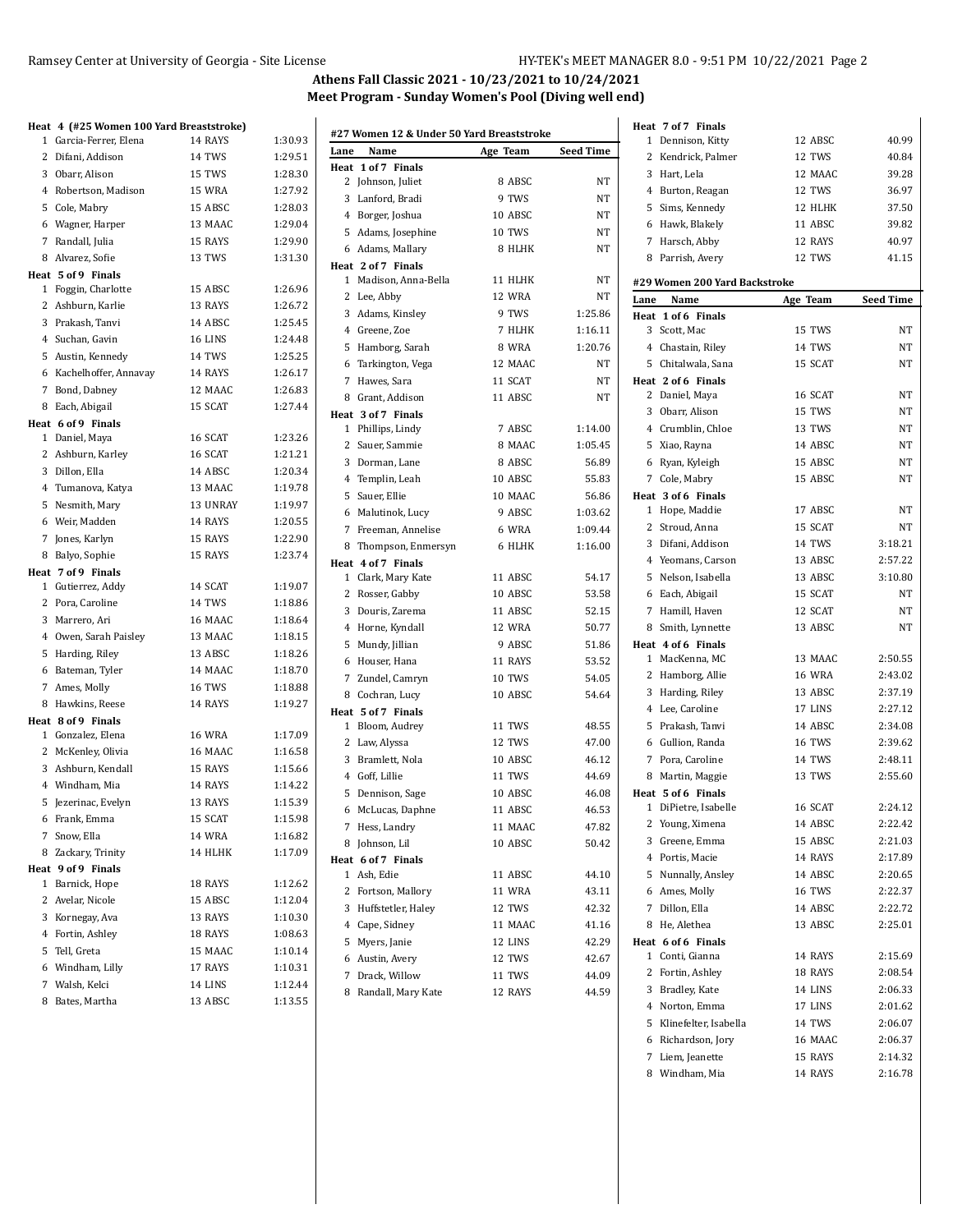## Athens Fall Classic 2021 - 10/23/2021 to 10/24/2021

### Meet Program - Sunday Women's Pool (Diving well end)

**Heat 4 (#25 Women 100 Yard Breaststroke)**

| Lane | Name | Age Team | Seed Time |
|---|---|---|---|
| 1 | Garcia-Ferrer, Elena | 14 RAYS | 1:30.93 |
| 2 | Difani, Addison | 14 TWS | 1:29.51 |
| 3 | Obarr, Alison | 15 TWS | 1:28.30 |
| 4 | Robertson, Madison | 15 WRA | 1:27.92 |
| 5 | Cole, Mabry | 15 ABSC | 1:28.03 |
| 6 | Wagner, Harper | 13 MAAC | 1:29.04 |
| 7 | Randall, Julia | 15 RAYS | 1:29.90 |
| 8 | Alvarez, Sofie | 13 TWS | 1:31.30 |
| **Heat 5 of 9 Finals** | | | |
| 1 | Foggin, Charlotte | 15 ABSC | 1:26.96 |
| 2 | Ashburn, Karlie | 13 RAYS | 1:26.72 |
| 3 | Prakash, Tanvi | 14 ABSC | 1:25.45 |
| 4 | Suchan, Gavin | 16 LINS | 1:24.48 |
| 5 | Austin, Kennedy | 14 TWS | 1:25.25 |
| 6 | Kachelhoffer, Annavay | 14 RAYS | 1:26.17 |
| 7 | Bond, Dabney | 12 MAAC | 1:26.83 |
| 8 | Each, Abigail | 15 SCAT | 1:27.44 |
| **Heat 6 of 9 Finals** | | | |
| 1 | Daniel, Maya | 16 SCAT | 1:23.26 |
| 2 | Ashburn, Karley | 16 SCAT | 1:21.21 |
| 3 | Dillon, Ella | 14 ABSC | 1:20.34 |
| 4 | Tumanova, Katya | 13 MAAC | 1:19.78 |
| 5 | Nesmith, Mary | 13 UNRAY | 1:19.97 |
| 6 | Weir, Madden | 14 RAYS | 1:20.55 |
| 7 | Jones, Karlyn | 15 RAYS | 1:22.90 |
| 8 | Balyo, Sophie | 15 RAYS | 1:23.74 |
| **Heat 7 of 9 Finals** | | | |
| 1 | Gutierrez, Addy | 14 SCAT | 1:19.07 |
| 2 | Pora, Caroline | 14 TWS | 1:18.86 |
| 3 | Marrero, Ari | 16 MAAC | 1:18.64 |
| 4 | Owen, Sarah Paisley | 13 MAAC | 1:18.15 |
| 5 | Harding, Riley | 13 ABSC | 1:18.26 |
| 6 | Bateman, Tyler | 14 MAAC | 1:18.70 |
| 7 | Ames, Molly | 16 TWS | 1:18.88 |
| 8 | Hawkins, Reese | 14 RAYS | 1:19.27 |
| **Heat 8 of 9 Finals** | | | |
| 1 | Gonzalez, Elena | 16 WRA | 1:17.09 |
| 2 | McKenley, Olivia | 16 MAAC | 1:16.58 |
| 3 | Ashburn, Kendall | 15 RAYS | 1:15.66 |
| 4 | Windham, Mia | 14 RAYS | 1:14.22 |
| 5 | Jezerinac, Evelyn | 13 RAYS | 1:15.39 |
| 6 | Frank, Emma | 15 SCAT | 1:15.98 |
| 7 | Snow, Ella | 14 WRA | 1:16.82 |
| 8 | Zackary, Trinity | 14 HLHK | 1:17.09 |
| **Heat 9 of 9 Finals** | | | |
| 1 | Barnick, Hope | 18 RAYS | 1:12.62 |
| 2 | Avelar, Nicole | 15 ABSC | 1:12.04 |
| 3 | Kornegay, Ava | 13 RAYS | 1:10.30 |
| 4 | Fortin, Ashley | 18 RAYS | 1:08.63 |
| 5 | Tell, Greta | 15 MAAC | 1:10.14 |
| 6 | Windham, Lilly | 17 RAYS | 1:10.31 |
| 7 | Walsh, Kelci | 14 LINS | 1:12.44 |
| 8 | Bates, Martha | 13 ABSC | 1:13.55 |

**#27 Women 12 & Under 50 Yard Breaststroke**

| Lane | Name | Age Team | Seed Time |
|---|---|---|---|
| **Heat 1 of 7 Finals** | | | |
| 2 | Johnson, Juliet | 8 ABSC | NT |
| 3 | Lanford, Bradi | 9 TWS | NT |
| 4 | Borger, Joshua | 10 ABSC | NT |
| 5 | Adams, Josephine | 10 TWS | NT |
| 6 | Adams, Mallary | 8 HLHK | NT |
| **Heat 2 of 7 Finals** | | | |
| 1 | Madison, Anna-Bella | 11 HLHK | NT |
| 2 | Lee, Abby | 12 WRA | NT |
| 3 | Adams, Kinsley | 9 TWS | 1:25.86 |
| 4 | Greene, Zoe | 7 HLHK | 1:16.11 |
| 5 | Hamborg, Sarah | 8 WRA | 1:20.76 |
| 6 | Tarkington, Vega | 12 MAAC | NT |
| 7 | Hawes, Sara | 11 SCAT | NT |
| 8 | Grant, Addison | 11 ABSC | NT |
| **Heat 3 of 7 Finals** | | | |
| 1 | Phillips, Lindy | 7 ABSC | 1:14.00 |
| 2 | Sauer, Sammie | 8 MAAC | 1:05.45 |
| 3 | Dorman, Lane | 8 ABSC | 56.89 |
| 4 | Templin, Leah | 10 ABSC | 55.83 |
| 5 | Sauer, Ellie | 10 MAAC | 56.86 |
| 6 | Malutinok, Lucy | 9 ABSC | 1:03.62 |
| 7 | Freeman, Annelise | 6 WRA | 1:09.44 |
| 8 | Thompson, Enmersyn | 6 HLHK | 1:16.00 |
| **Heat 4 of 7 Finals** | | | |
| 1 | Clark, Mary Kate | 11 ABSC | 54.17 |
| 2 | Rosser, Gabby | 10 ABSC | 53.58 |
| 3 | Douris, Zarema | 11 ABSC | 52.15 |
| 4 | Horne, Kyndall | 12 WRA | 50.77 |
| 5 | Mundy, Jillian | 9 ABSC | 51.86 |
| 6 | Houser, Hana | 11 RAYS | 53.52 |
| 7 | Zundel, Camryn | 10 TWS | 54.05 |
| 8 | Cochran, Lucy | 10 ABSC | 54.64 |
| **Heat 5 of 7 Finals** | | | |
| 1 | Bloom, Audrey | 11 TWS | 48.55 |
| 2 | Law, Alyssa | 12 TWS | 47.00 |
| 3 | Bramlett, Nola | 10 ABSC | 46.12 |
| 4 | Goff, Lillie | 11 TWS | 44.69 |
| 5 | Dennison, Sage | 10 ABSC | 46.08 |
| 6 | McLucas, Daphne | 11 ABSC | 46.53 |
| 7 | Hess, Landry | 11 MAAC | 47.82 |
| 8 | Johnson, Lil | 10 ABSC | 50.42 |
| **Heat 6 of 7 Finals** | | | |
| 1 | Ash, Edie | 11 ABSC | 44.10 |
| 2 | Fortson, Mallory | 11 WRA | 43.11 |
| 3 | Huffstetler, Haley | 12 TWS | 42.32 |
| 4 | Cape, Sidney | 11 MAAC | 41.16 |
| 5 | Myers, Janie | 12 LINS | 42.29 |
| 6 | Austin, Avery | 12 TWS | 42.67 |
| 7 | Drack, Willow | 11 TWS | 44.09 |
| 8 | Randall, Mary Kate | 12 RAYS | 44.59 |
| **Heat 7 of 7 Finals** | | | |
| 1 | Dennison, Kitty | 12 ABSC | 40.99 |
| 2 | Kendrick, Palmer | 12 TWS | 40.84 |
| 3 | Hart, Lela | 12 MAAC | 39.28 |
| 4 | Burton, Reagan | 12 TWS | 36.97 |
| 5 | Sims, Kennedy | 12 HLHK | 37.50 |
| 6 | Hawk, Blakely | 11 ABSC | 39.82 |
| 7 | Harsch, Abby | 12 RAYS | 40.97 |
| 8 | Parrish, Avery | 12 TWS | 41.15 |

**#29 Women 200 Yard Backstroke**

| Lane | Name | Age Team | Seed Time |
|---|---|---|---|
| **Heat 1 of 6 Finals** | | | |
| 3 | Scott, Mac | 15 TWS | NT |
| 4 | Chastain, Riley | 14 TWS | NT |
| 5 | Chitalwala, Sana | 15 SCAT | NT |
| **Heat 2 of 6 Finals** | | | |
| 2 | Daniel, Maya | 16 SCAT | NT |
| 3 | Obarr, Alison | 15 TWS | NT |
| 4 | Crumblin, Chloe | 13 TWS | NT |
| 5 | Xiao, Rayna | 14 ABSC | NT |
| 6 | Ryan, Kyleigh | 15 ABSC | NT |
| 7 | Cole, Mabry | 15 ABSC | NT |
| **Heat 3 of 6 Finals** | | | |
| 1 | Hope, Maddie | 17 ABSC | NT |
| 2 | Stroud, Anna | 15 SCAT | NT |
| 3 | Difani, Addison | 14 TWS | 3:18.21 |
| 4 | Yeomans, Carson | 13 ABSC | 2:57.22 |
| 5 | Nelson, Isabella | 13 ABSC | 3:10.80 |
| 6 | Each, Abigail | 15 SCAT | NT |
| 7 | Hamill, Haven | 12 SCAT | NT |
| 8 | Smith, Lynnette | 13 ABSC | NT |
| **Heat 4 of 6 Finals** | | | |
| 1 | MacKenna, MC | 13 MAAC | 2:50.55 |
| 2 | Hamborg, Allie | 16 WRA | 2:43.02 |
| 3 | Harding, Riley | 13 ABSC | 2:37.19 |
| 4 | Lee, Caroline | 17 LINS | 2:27.12 |
| 5 | Prakash, Tanvi | 14 ABSC | 2:34.08 |
| 6 | Gullion, Randa | 16 TWS | 2:39.62 |
| 7 | Pora, Caroline | 14 TWS | 2:48.11 |
| 8 | Martin, Maggie | 13 TWS | 2:55.60 |
| **Heat 5 of 6 Finals** | | | |
| 1 | DiPietre, Isabelle | 16 SCAT | 2:24.12 |
| 2 | Young, Ximena | 14 ABSC | 2:22.42 |
| 3 | Greene, Emma | 15 ABSC | 2:21.03 |
| 4 | Portis, Macie | 14 RAYS | 2:17.89 |
| 5 | Nunnally, Ansley | 14 ABSC | 2:20.65 |
| 6 | Ames, Molly | 16 TWS | 2:22.37 |
| 7 | Dillon, Ella | 14 ABSC | 2:22.72 |
| 8 | He, Alethea | 13 ABSC | 2:25.01 |
| **Heat 6 of 6 Finals** | | | |
| 1 | Conti, Gianna | 14 RAYS | 2:15.69 |
| 2 | Fortin, Ashley | 18 RAYS | 2:08.54 |
| 3 | Bradley, Kate | 14 LINS | 2:06.33 |
| 4 | Norton, Emma | 17 LINS | 2:01.62 |
| 5 | Klinefelter, Isabella | 14 TWS | 2:06.07 |
| 6 | Richardson, Jory | 16 MAAC | 2:06.37 |
| 7 | Liem, Jeanette | 15 RAYS | 2:14.32 |
| 8 | Windham, Mia | 14 RAYS | 2:16.78 |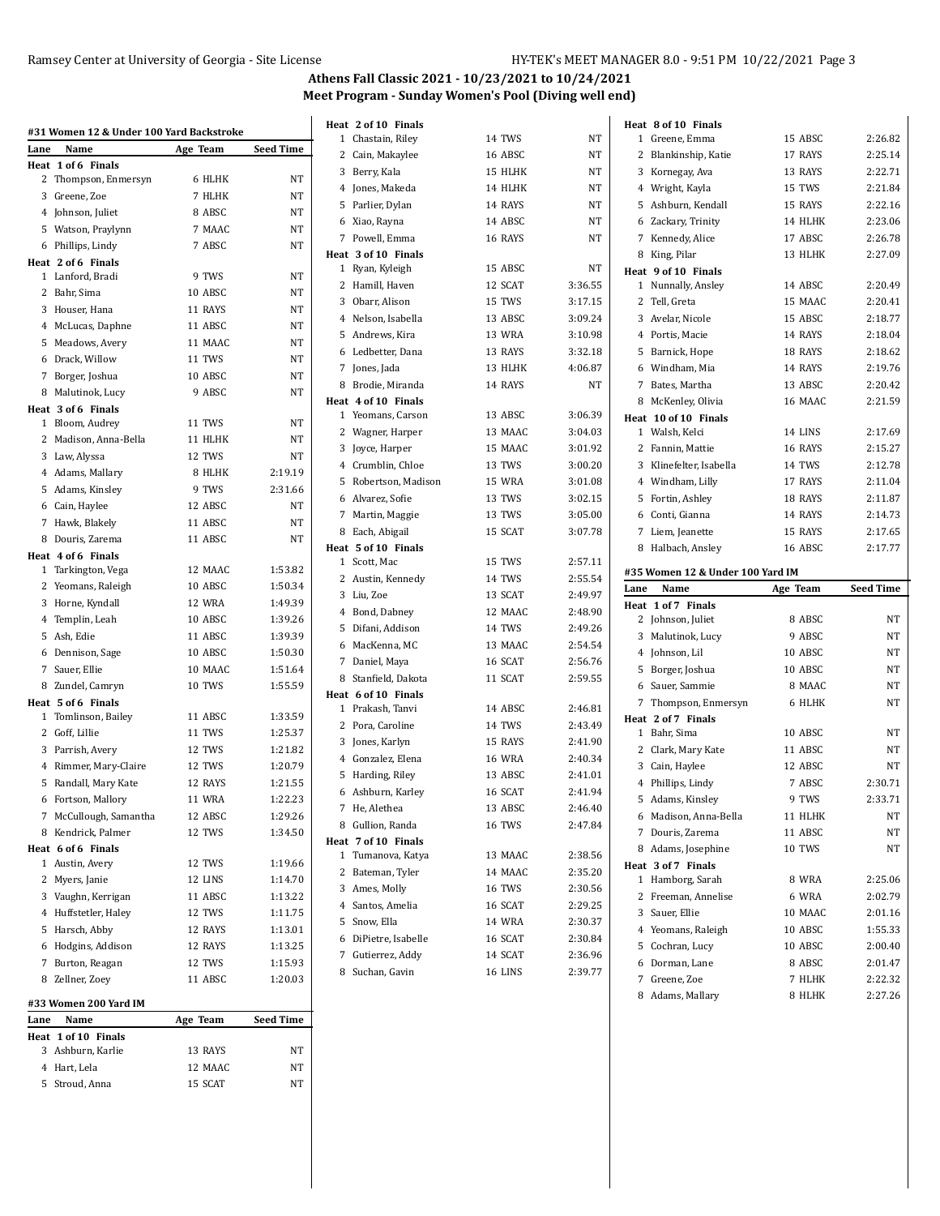## Athens Fall Classic 2021 - 10/23/2021 to 10/24/2021

### Meet Program - Sunday Women's Pool (Diving well end)

#### #31 Women 12 & Under 100 Yard Backstroke

| Lane | Name | Age | Team | Seed Time |
|---|---|---|---|---|
| **Heat 1 of 6 Finals** | | | | |
| 2 | Thompson, Enmersyn | 6 | HLHK | NT |
| 3 | Greene, Zoe | 7 | HLHK | NT |
| 4 | Johnson, Juliet | 8 | ABSC | NT |
| 5 | Watson, Praylynn | 7 | MAAC | NT |
| 6 | Phillips, Lindy | 7 | ABSC | NT |
| **Heat 2 of 6 Finals** | | | | |
| 1 | Lanford, Bradi | 9 | TWS | NT |
| 2 | Bahr, Sima | 10 | ABSC | NT |
| 3 | Houser, Hana | 11 | RAYS | NT |
| 4 | McLucas, Daphne | 11 | ABSC | NT |
| 5 | Meadows, Avery | 11 | MAAC | NT |
| 6 | Drack, Willow | 11 | TWS | NT |
| 7 | Borger, Joshua | 10 | ABSC | NT |
| 8 | Malutinok, Lucy | 9 | ABSC | NT |
| **Heat 3 of 6 Finals** | | | | |
| 1 | Bloom, Audrey | 11 | TWS | NT |
| 2 | Madison, Anna-Bella | 11 | HLHK | NT |
| 3 | Law, Alyssa | 12 | TWS | NT |
| 4 | Adams, Mallary | 8 | HLHK | 2:19.19 |
| 5 | Adams, Kinsley | 9 | TWS | 2:31.66 |
| 6 | Cain, Haylee | 12 | ABSC | NT |
| 7 | Hawk, Blakely | 11 | ABSC | NT |
| 8 | Douris, Zarema | 11 | ABSC | NT |
| **Heat 4 of 6 Finals** | | | | |
| 1 | Tarkington, Vega | 12 | MAAC | 1:53.82 |
| 2 | Yeomans, Raleigh | 10 | ABSC | 1:50.34 |
| 3 | Horne, Kyndall | 12 | WRA | 1:49.39 |
| 4 | Templin, Leah | 10 | ABSC | 1:39.26 |
| 5 | Ash, Edie | 11 | ABSC | 1:39.39 |
| 6 | Dennison, Sage | 10 | ABSC | 1:50.30 |
| 7 | Sauer, Ellie | 10 | MAAC | 1:51.64 |
| 8 | Zundel, Camryn | 10 | TWS | 1:55.59 |
| **Heat 5 of 6 Finals** | | | | |
| 1 | Tomlinson, Bailey | 11 | ABSC | 1:33.59 |
| 2 | Goff, Lillie | 11 | TWS | 1:25.37 |
| 3 | Parrish, Avery | 12 | TWS | 1:21.82 |
| 4 | Rimmer, Mary-Claire | 12 | TWS | 1:20.79 |
| 5 | Randall, Mary Kate | 12 | RAYS | 1:21.55 |
| 6 | Fortson, Mallory | 11 | WRA | 1:22.23 |
| 7 | McCullough, Samantha | 12 | ABSC | 1:29.26 |
| 8 | Kendrick, Palmer | 12 | TWS | 1:34.50 |
| **Heat 6 of 6 Finals** | | | | |
| 1 | Austin, Avery | 12 | TWS | 1:19.66 |
| 2 | Myers, Janie | 12 | LINS | 1:14.70 |
| 3 | Vaughn, Kerrigan | 11 | ABSC | 1:13.22 |
| 4 | Huffstetler, Haley | 12 | TWS | 1:11.75 |
| 5 | Harsch, Abby | 12 | RAYS | 1:13.01 |
| 6 | Hodgins, Addison | 12 | RAYS | 1:13.25 |
| 7 | Burton, Reagan | 12 | TWS | 1:15.93 |
| 8 | Zellner, Zoey | 11 | ABSC | 1:20.03 |

#### #33 Women 200 Yard IM

| Lane | Name | Age | Team | Seed Time |
|---|---|---|---|---|
| **Heat 1 of 10 Finals** | | | | |
| 3 | Ashburn, Karlie | 13 | RAYS | NT |
| 4 | Hart, Lela | 12 | MAAC | NT |
| 5 | Stroud, Anna | 15 | SCAT | NT |
| **Heat 2 of 10 Finals** | | | | |
| 1 | Chastain, Riley | 14 | TWS | NT |
| 2 | Cain, Makaylee | 16 | ABSC | NT |
| 3 | Berry, Kala | 15 | HLHK | NT |
| 4 | Jones, Makeda | 14 | HLHK | NT |
| 5 | Parlier, Dylan | 14 | RAYS | NT |
| 6 | Xiao, Rayna | 14 | ABSC | NT |
| 7 | Powell, Emma | 16 | RAYS | NT |
| **Heat 3 of 10 Finals** | | | | |
| 1 | Ryan, Kyleigh | 15 | ABSC | NT |
| 2 | Hamill, Haven | 12 | SCAT | 3:36.55 |
| 3 | Obarr, Alison | 15 | TWS | 3:17.15 |
| 4 | Nelson, Isabella | 13 | ABSC | 3:09.24 |
| 5 | Andrews, Kira | 13 | WRA | 3:10.98 |
| 6 | Ledbetter, Dana | 13 | RAYS | 3:32.18 |
| 7 | Jones, Jada | 13 | HLHK | 4:06.87 |
| 8 | Brodie, Miranda | 14 | RAYS | NT |
| **Heat 4 of 10 Finals** | | | | |
| 1 | Yeomans, Carson | 13 | ABSC | 3:06.39 |
| 2 | Wagner, Harper | 13 | MAAC | 3:04.03 |
| 3 | Joyce, Harper | 15 | MAAC | 3:01.92 |
| 4 | Crumblin, Chloe | 13 | TWS | 3:00.20 |
| 5 | Robertson, Madison | 15 | WRA | 3:01.08 |
| 6 | Alvarez, Sofie | 13 | TWS | 3:02.15 |
| 7 | Martin, Maggie | 13 | TWS | 3:05.00 |
| 8 | Each, Abigail | 15 | SCAT | 3:07.78 |
| **Heat 5 of 10 Finals** | | | | |
| 1 | Scott, Mac | 15 | TWS | 2:57.11 |
| 2 | Austin, Kennedy | 14 | TWS | 2:55.54 |
| 3 | Liu, Zoe | 13 | SCAT | 2:49.97 |
| 4 | Bond, Dabney | 12 | MAAC | 2:48.90 |
| 5 | Difani, Addison | 14 | TWS | 2:49.26 |
| 6 | MacKenna, MC | 13 | MAAC | 2:54.54 |
| 7 | Daniel, Maya | 16 | SCAT | 2:56.76 |
| 8 | Stanfield, Dakota | 11 | SCAT | 2:59.55 |
| **Heat 6 of 10 Finals** | | | | |
| 1 | Prakash, Tanvi | 14 | ABSC | 2:46.81 |
| 2 | Pora, Caroline | 14 | TWS | 2:43.49 |
| 3 | Jones, Karlyn | 15 | RAYS | 2:41.90 |
| 4 | Gonzalez, Elena | 16 | WRA | 2:40.34 |
| 5 | Harding, Riley | 13 | ABSC | 2:41.01 |
| 6 | Ashburn, Karley | 16 | SCAT | 2:41.94 |
| 7 | He, Alethea | 13 | ABSC | 2:46.40 |
| 8 | Gullion, Randa | 16 | TWS | 2:47.84 |
| **Heat 7 of 10 Finals** | | | | |
| 1 | Tumanova, Katya | 13 | MAAC | 2:38.56 |
| 2 | Bateman, Tyler | 14 | MAAC | 2:35.20 |
| 3 | Ames, Molly | 16 | TWS | 2:30.56 |
| 4 | Santos, Amelia | 16 | SCAT | 2:29.25 |
| 5 | Snow, Ella | 14 | WRA | 2:30.37 |
| 6 | DiPietre, Isabelle | 16 | SCAT | 2:30.84 |
| 7 | Gutierrez, Addy | 14 | SCAT | 2:36.96 |
| 8 | Suchan, Gavin | 16 | LINS | 2:39.77 |
| **Heat 8 of 10 Finals** | | | | |
| 1 | Greene, Emma | 15 | ABSC | 2:26.82 |
| 2 | Blankinship, Katie | 17 | RAYS | 2:25.14 |
| 3 | Kornegay, Ava | 13 | RAYS | 2:22.71 |
| 4 | Wright, Kayla | 15 | TWS | 2:21.84 |
| 5 | Ashburn, Kendall | 15 | RAYS | 2:22.16 |
| 6 | Zackary, Trinity | 14 | HLHK | 2:23.06 |
| 7 | Kennedy, Alice | 17 | ABSC | 2:26.78 |
| 8 | King, Pilar | 13 | HLHK | 2:27.09 |
| **Heat 9 of 10 Finals** | | | | |
| 1 | Nunnally, Ansley | 14 | ABSC | 2:20.49 |
| 2 | Tell, Greta | 15 | MAAC | 2:20.41 |
| 3 | Avelar, Nicole | 15 | ABSC | 2:18.77 |
| 4 | Portis, Macie | 14 | RAYS | 2:18.04 |
| 5 | Barnick, Hope | 18 | RAYS | 2:18.62 |
| 6 | Windham, Mia | 14 | RAYS | 2:19.76 |
| 7 | Bates, Martha | 13 | ABSC | 2:20.42 |
| 8 | McKenley, Olivia | 16 | MAAC | 2:21.59 |
| **Heat 10 of 10 Finals** | | | | |
| 1 | Walsh, Kelci | 14 | LINS | 2:17.69 |
| 2 | Fannin, Mattie | 16 | RAYS | 2:15.27 |
| 3 | Klinefelter, Isabella | 14 | TWS | 2:12.78 |
| 4 | Windham, Lilly | 17 | RAYS | 2:11.04 |
| 5 | Fortin, Ashley | 18 | RAYS | 2:11.87 |
| 6 | Conti, Gianna | 14 | RAYS | 2:14.73 |
| 7 | Liem, Jeanette | 15 | RAYS | 2:17.65 |
| 8 | Halbach, Ansley | 16 | ABSC | 2:17.77 |

#### #35 Women 12 & Under 100 Yard IM

| Lane | Name | Age | Team | Seed Time |
|---|---|---|---|---|
| **Heat 1 of 7 Finals** | | | | |
| 2 | Johnson, Juliet | 8 | ABSC | NT |
| 3 | Malutinok, Lucy | 9 | ABSC | NT |
| 4 | Johnson, Lil | 10 | ABSC | NT |
| 5 | Borger, Joshua | 10 | ABSC | NT |
| 6 | Sauer, Sammie | 8 | MAAC | NT |
| 7 | Thompson, Enmersyn | 6 | HLHK | NT |
| **Heat 2 of 7 Finals** | | | | |
| 1 | Bahr, Sima | 10 | ABSC | NT |
| 2 | Clark, Mary Kate | 11 | ABSC | NT |
| 3 | Cain, Haylee | 12 | ABSC | NT |
| 4 | Phillips, Lindy | 7 | ABSC | 2:30.71 |
| 5 | Adams, Kinsley | 9 | TWS | 2:33.71 |
| 6 | Madison, Anna-Bella | 11 | HLHK | NT |
| 7 | Douris, Zarema | 11 | ABSC | NT |
| 8 | Adams, Josephine | 10 | TWS | NT |
| **Heat 3 of 7 Finals** | | | | |
| 1 | Hamborg, Sarah | 8 | WRA | 2:25.06 |
| 2 | Freeman, Annelise | 6 | WRA | 2:02.79 |
| 3 | Sauer, Ellie | 10 | MAAC | 2:01.16 |
| 4 | Yeomans, Raleigh | 10 | ABSC | 1:55.33 |
| 5 | Cochran, Lucy | 10 | ABSC | 2:00.40 |
| 6 | Dorman, Lane | 8 | ABSC | 2:01.47 |
| 7 | Greene, Zoe | 7 | HLHK | 2:22.32 |
| 8 | Adams, Mallary | 8 | HLHK | 2:27.26 |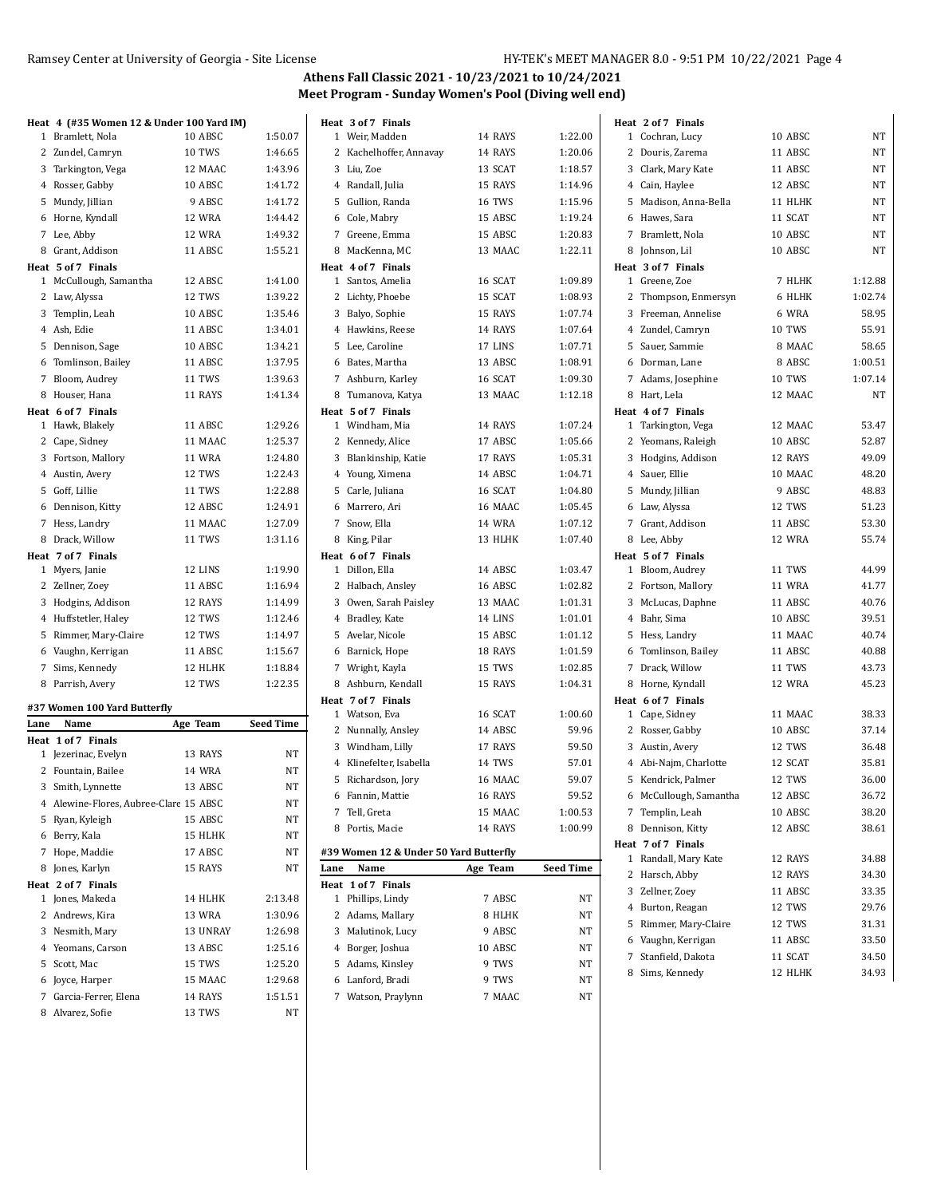## Athens Fall Classic 2021 - 10/23/2021 to 10/24/2021

### Meet Program - Sunday Women's Pool (Diving well end)

**Heat 4 (#35 Women 12 & Under 100 Yard IM)**

| Lane | Name | Age | Team | Seed Time |
|---|---|---|---|---|
| 1 | Bramlett, Nola | 10 | ABSC | 1:50.07 |
| 2 | Zundel, Camryn | 10 | TWS | 1:46.65 |
| 3 | Tarkington, Vega | 12 | MAAC | 1:43.96 |
| 4 | Rosser, Gabby | 10 | ABSC | 1:41.72 |
| 5 | Mundy, Jillian | 9 | ABSC | 1:41.72 |
| 6 | Horne, Kyndall | 12 | WRA | 1:44.42 |
| 7 | Lee, Abby | 12 | WRA | 1:49.32 |
| 8 | Grant, Addison | 11 | ABSC | 1:55.21 |

**Heat 5 of 7 Finals**

| Lane | Name | Age | Team | Seed Time |
|---|---|---|---|---|
| 1 | McCullough, Samantha | 12 | ABSC | 1:41.00 |
| 2 | Law, Alyssa | 12 | TWS | 1:39.22 |
| 3 | Templin, Leah | 10 | ABSC | 1:35.46 |
| 4 | Ash, Edie | 11 | ABSC | 1:34.01 |
| 5 | Dennison, Sage | 10 | ABSC | 1:34.21 |
| 6 | Tomlinson, Bailey | 11 | ABSC | 1:37.95 |
| 7 | Bloom, Audrey | 11 | TWS | 1:39.63 |
| 8 | Houser, Hana | 11 | RAYS | 1:41.34 |

**Heat 6 of 7 Finals**

| Lane | Name | Age | Team | Seed Time |
|---|---|---|---|---|
| 1 | Hawk, Blakely | 11 | ABSC | 1:29.26 |
| 2 | Cape, Sidney | 11 | MAAC | 1:25.37 |
| 3 | Fortson, Mallory | 11 | WRA | 1:24.80 |
| 4 | Austin, Avery | 12 | TWS | 1:22.43 |
| 5 | Goff, Lillie | 11 | TWS | 1:22.88 |
| 6 | Dennison, Kitty | 12 | ABSC | 1:24.91 |
| 7 | Hess, Landry | 11 | MAAC | 1:27.09 |
| 8 | Drack, Willow | 11 | TWS | 1:31.16 |

**Heat 7 of 7 Finals**

| Lane | Name | Age | Team | Seed Time |
|---|---|---|---|---|
| 1 | Myers, Janie | 12 | LINS | 1:19.90 |
| 2 | Zellner, Zoey | 11 | ABSC | 1:16.94 |
| 3 | Hodgins, Addison | 12 | RAYS | 1:14.99 |
| 4 | Huffstetler, Haley | 12 | TWS | 1:12.46 |
| 5 | Rimmer, Mary-Claire | 12 | TWS | 1:14.97 |
| 6 | Vaughn, Kerrigan | 11 | ABSC | 1:15.67 |
| 7 | Sims, Kennedy | 12 | HLHK | 1:18.84 |
| 8 | Parrish, Avery | 12 | TWS | 1:22.35 |

#### #37 Women 100 Yard Butterfly

**Heat 1 of 7 Finals**

| Lane | Name | Age | Team | Seed Time |
|---|---|---|---|---|
| 1 | Jezerinac, Evelyn | 13 | RAYS | NT |
| 2 | Fountain, Bailee | 14 | WRA | NT |
| 3 | Smith, Lynnette | 13 | ABSC | NT |
| 4 | Alewine-Flores, Aubree-Clare | 15 | ABSC | NT |
| 5 | Ryan, Kyleigh | 15 | ABSC | NT |
| 6 | Berry, Kala | 15 | HLHK | NT |
| 7 | Hope, Maddie | 17 | ABSC | NT |
| 8 | Jones, Karlyn | 15 | RAYS | NT |

**Heat 2 of 7 Finals**

| Lane | Name | Age | Team | Seed Time |
|---|---|---|---|---|
| 1 | Jones, Makeda | 14 | HLHK | 2:13.48 |
| 2 | Andrews, Kira | 13 | WRA | 1:30.96 |
| 3 | Nesmith, Mary | 13 | UNRAY | 1:26.98 |
| 4 | Yeomans, Carson | 13 | ABSC | 1:25.16 |
| 5 | Scott, Mac | 15 | TWS | 1:25.20 |
| 6 | Joyce, Harper | 15 | MAAC | 1:29.68 |
| 7 | Garcia-Ferrer, Elena | 14 | RAYS | 1:51.51 |
| 8 | Alvarez, Sofie | 13 | TWS | NT |

**Heat 3 of 7 Finals**

| Lane | Name | Age | Team | Seed Time |
|---|---|---|---|---|
| 1 | Weir, Madden | 14 | RAYS | 1:22.00 |
| 2 | Kachelhoffer, Annavay | 14 | RAYS | 1:20.06 |
| 3 | Liu, Zoe | 13 | SCAT | 1:18.57 |
| 4 | Randall, Julia | 15 | RAYS | 1:14.96 |
| 5 | Gullion, Randa | 16 | TWS | 1:15.96 |
| 6 | Cole, Mabry | 15 | ABSC | 1:19.24 |
| 7 | Greene, Emma | 15 | ABSC | 1:20.83 |
| 8 | MacKenna, MC | 13 | MAAC | 1:22.11 |

**Heat 4 of 7 Finals**

| Lane | Name | Age | Team | Seed Time |
|---|---|---|---|---|
| 1 | Santos, Amelia | 16 | SCAT | 1:09.89 |
| 2 | Lichty, Phoebe | 15 | SCAT | 1:08.93 |
| 3 | Balyo, Sophie | 15 | RAYS | 1:07.74 |
| 4 | Hawkins, Reese | 14 | RAYS | 1:07.64 |
| 5 | Lee, Caroline | 17 | LINS | 1:07.71 |
| 6 | Bates, Martha | 13 | ABSC | 1:08.91 |
| 7 | Ashburn, Karley | 16 | SCAT | 1:09.30 |
| 8 | Tumanova, Katya | 13 | MAAC | 1:12.18 |

**Heat 5 of 7 Finals**

| Lane | Name | Age | Team | Seed Time |
|---|---|---|---|---|
| 1 | Windham, Mia | 14 | RAYS | 1:07.24 |
| 2 | Kennedy, Alice | 17 | ABSC | 1:05.66 |
| 3 | Blankinship, Katie | 17 | RAYS | 1:05.31 |
| 4 | Young, Ximena | 14 | ABSC | 1:04.71 |
| 5 | Carle, Juliana | 16 | SCAT | 1:04.80 |
| 6 | Marrero, Ari | 16 | MAAC | 1:05.45 |
| 7 | Snow, Ella | 14 | WRA | 1:07.12 |
| 8 | King, Pilar | 13 | HLHK | 1:07.40 |

**Heat 6 of 7 Finals**

| Lane | Name | Age | Team | Seed Time |
|---|---|---|---|---|
| 1 | Dillon, Ella | 14 | ABSC | 1:03.47 |
| 2 | Halbach, Ansley | 16 | ABSC | 1:02.82 |
| 3 | Owen, Sarah Paisley | 13 | MAAC | 1:01.31 |
| 4 | Bradley, Kate | 14 | LINS | 1:01.01 |
| 5 | Avelar, Nicole | 15 | ABSC | 1:01.12 |
| 6 | Barnick, Hope | 18 | RAYS | 1:01.59 |
| 7 | Wright, Kayla | 15 | TWS | 1:02.85 |
| 8 | Ashburn, Kendall | 15 | RAYS | 1:04.31 |

**Heat 7 of 7 Finals**

| Lane | Name | Age | Team | Seed Time |
|---|---|---|---|---|
| 1 | Watson, Eva | 16 | SCAT | 1:00.60 |
| 2 | Nunnally, Ansley | 14 | ABSC | 59.96 |
| 3 | Windham, Lilly | 17 | RAYS | 59.50 |
| 4 | Klinefelter, Isabella | 14 | TWS | 57.01 |
| 5 | Richardson, Jory | 16 | MAAC | 59.07 |
| 6 | Fannin, Mattie | 16 | RAYS | 59.52 |
| 7 | Tell, Greta | 15 | MAAC | 1:00.53 |
| 8 | Portis, Macie | 14 | RAYS | 1:00.99 |

#### #39 Women 12 & Under 50 Yard Butterfly

**Heat 1 of 7 Finals**

| Lane | Name | Age | Team | Seed Time |
|---|---|---|---|---|
| 1 | Phillips, Lindy | 7 | ABSC | NT |
| 2 | Adams, Mallary | 8 | HLHK | NT |
| 3 | Malutinok, Lucy | 9 | ABSC | NT |
| 4 | Borger, Joshua | 10 | ABSC | NT |
| 5 | Adams, Kinsley | 9 | TWS | NT |
| 6 | Lanford, Bradi | 9 | TWS | NT |
| 7 | Watson, Praylynn | 7 | MAAC | NT |

**Heat 2 of 7 Finals**

| Lane | Name | Age | Team | Seed Time |
|---|---|---|---|---|
| 1 | Cochran, Lucy | 10 | ABSC | NT |
| 2 | Douris, Zarema | 11 | ABSC | NT |
| 3 | Clark, Mary Kate | 11 | ABSC | NT |
| 4 | Cain, Haylee | 12 | ABSC | NT |
| 5 | Madison, Anna-Bella | 11 | HLHK | NT |
| 6 | Hawes, Sara | 11 | SCAT | NT |
| 7 | Bramlett, Nola | 10 | ABSC | NT |
| 8 | Johnson, Lil | 10 | ABSC | NT |

**Heat 3 of 7 Finals**

| Lane | Name | Age | Team | Seed Time |
|---|---|---|---|---|
| 1 | Greene, Zoe | 7 | HLHK | 1:12.88 |
| 2 | Thompson, Enmersyn | 6 | HLHK | 1:02.74 |
| 3 | Freeman, Annelise | 6 | WRA | 58.95 |
| 4 | Zundel, Camryn | 10 | TWS | 55.91 |
| 5 | Sauer, Sammie | 8 | MAAC | 58.65 |
| 6 | Dorman, Lane | 8 | ABSC | 1:00.51 |
| 7 | Adams, Josephine | 10 | TWS | 1:07.14 |
| 8 | Hart, Lela | 12 | MAAC | NT |

**Heat 4 of 7 Finals**

| Lane | Name | Age | Team | Seed Time |
|---|---|---|---|---|
| 1 | Tarkington, Vega | 12 | MAAC | 53.47 |
| 2 | Yeomans, Raleigh | 10 | ABSC | 52.87 |
| 3 | Hodgins, Addison | 12 | RAYS | 49.09 |
| 4 | Sauer, Ellie | 10 | MAAC | 48.20 |
| 5 | Mundy, Jillian | 9 | ABSC | 48.83 |
| 6 | Law, Alyssa | 12 | TWS | 51.23 |
| 7 | Grant, Addison | 11 | ABSC | 53.30 |
| 8 | Lee, Abby | 12 | WRA | 55.74 |

**Heat 5 of 7 Finals**

| Lane | Name | Age | Team | Seed Time |
|---|---|---|---|---|
| 1 | Bloom, Audrey | 11 | TWS | 44.99 |
| 2 | Fortson, Mallory | 11 | WRA | 41.77 |
| 3 | McLucas, Daphne | 11 | ABSC | 40.76 |
| 4 | Bahr, Sima | 10 | ABSC | 39.51 |
| 5 | Hess, Landry | 11 | MAAC | 40.74 |
| 6 | Tomlinson, Bailey | 11 | ABSC | 40.88 |
| 7 | Drack, Willow | 11 | TWS | 43.73 |
| 8 | Horne, Kyndall | 12 | WRA | 45.23 |

**Heat 6 of 7 Finals**

| Lane | Name | Age | Team | Seed Time |
|---|---|---|---|---|
| 1 | Cape, Sidney | 11 | MAAC | 38.33 |
| 2 | Rosser, Gabby | 10 | ABSC | 37.14 |
| 3 | Austin, Avery | 12 | TWS | 36.48 |
| 4 | Abi-Najm, Charlotte | 12 | SCAT | 35.81 |
| 5 | Kendrick, Palmer | 12 | TWS | 36.00 |
| 6 | McCullough, Samantha | 12 | ABSC | 36.72 |
| 7 | Templin, Leah | 10 | ABSC | 38.20 |
| 8 | Dennison, Kitty | 12 | ABSC | 38.61 |

**Heat 7 of 7 Finals**

| Lane | Name | Age | Team | Seed Time |
|---|---|---|---|---|
| 1 | Randall, Mary Kate | 12 | RAYS | 34.88 |
| 2 | Harsch, Abby | 12 | RAYS | 34.30 |
| 3 | Zellner, Zoey | 11 | ABSC | 33.35 |
| 4 | Burton, Reagan | 12 | TWS | 29.76 |
| 5 | Rimmer, Mary-Claire | 12 | TWS | 31.31 |
| 6 | Vaughn, Kerrigan | 11 | ABSC | 33.50 |
| 7 | Stanfield, Dakota | 11 | SCAT | 34.50 |
| 8 | Sims, Kennedy | 12 | HLHK | 34.93 |